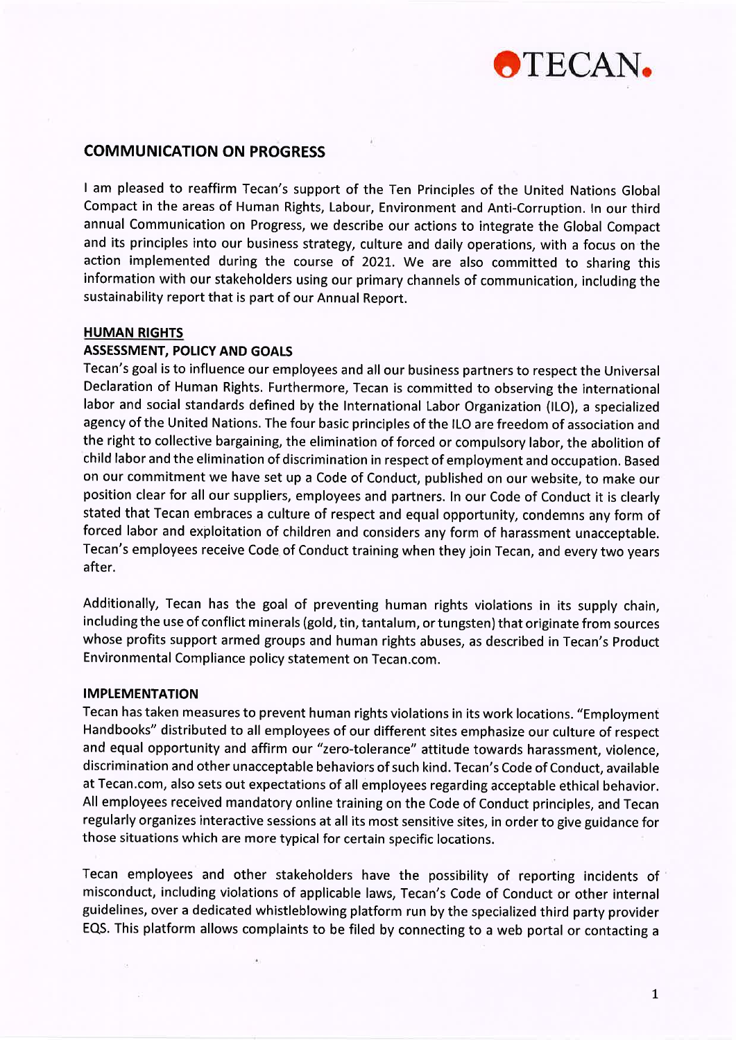# COMMUNICATION ON PROGRESS

I am pleased to reaffirm Tecan's support of the Ten Principles of the United Nations Global Compact in the areas of Human Rights, Labour, Environment and Anti-Corruption. In our third annual Communication on Progress, we describe our actions to integrate the Global Compact and its principles into our business strategy, culture and daily operations, with a focus on the action implemented during the course of 2021. We are also committed to sharing this information with our stakeholders using our primary channels of communication, including the sustainability report that is part of our Annual Report.

## HUMAN RIGHTS

### ASSESSMENT, POLICY AND GOALS

Tecan's goal is to influence our employees and all our business partners to respect the Universal Declaration of Human Rights. Furthermore, Tecan is committed to observing the international labor and social standards defined by the International Labor Organization (ILO), a specialized agency of the United Nations. The four basic principles of the ILO are freedom of association and the right to collective bargaining, the elimination of forced or compulsory labor, the abolition of child labor and the elimination of discrimination in respect of employment and occupation. Based on our commitment we have set up a Code of Conduct, published on our website, to make our position clear for all our suppliers, employees and partners. In our Code of Conduct it is clearly stated that Tecan embraces a culture of respect and equal opportunity, condemns any form of forced labor and exploitation of children and considers any form of harassment unacceptable. Tecan's employees receive Code of Conduct training when they join Tecan, and every two years after.

Additionally, Tecan has the goal of preventing human rights violations in its supply chain, including the use of conflict minerals (gold, tin, tantalum, or tungsten) that originate from sources whose profits support armed groups and human rights abuses, as described in Tecan's Product Environmental Compliance policy statement on Tecan.com.

### IMPLEMENTATION

Tecan has taken measures to prevent human rights violations in its work locations. "Employment Handbooks" distributed to all employees of our different sites emphasize our culture of respect and equal opportunity and affirm our "zero-tolerance" attitude towards harassment, violence, discrimination and other unacceptable behaviors of such kind. Tecan's Code of Conduct, available at Tecan.com, also sets out expectations of all employees regarding acceptable ethical behavior. All employees received mandatory online training on the Code of Conduct principles, and Tecan regularly organizes interactive sessions at all its most sensitive sites, in order to give guidance for those situations which are more typical for certain specific locations.

Tecan employees and other stakeholders have the possibility of reporting incidents of misconduct, including violations of applicable laws, Tecan's Code of Conduct or other internal guidelines, over a dedicated whistleblowing platform run by the specialized third party provider EQS. This platform allows complaints to be filed by connecting to a web portal or contacting a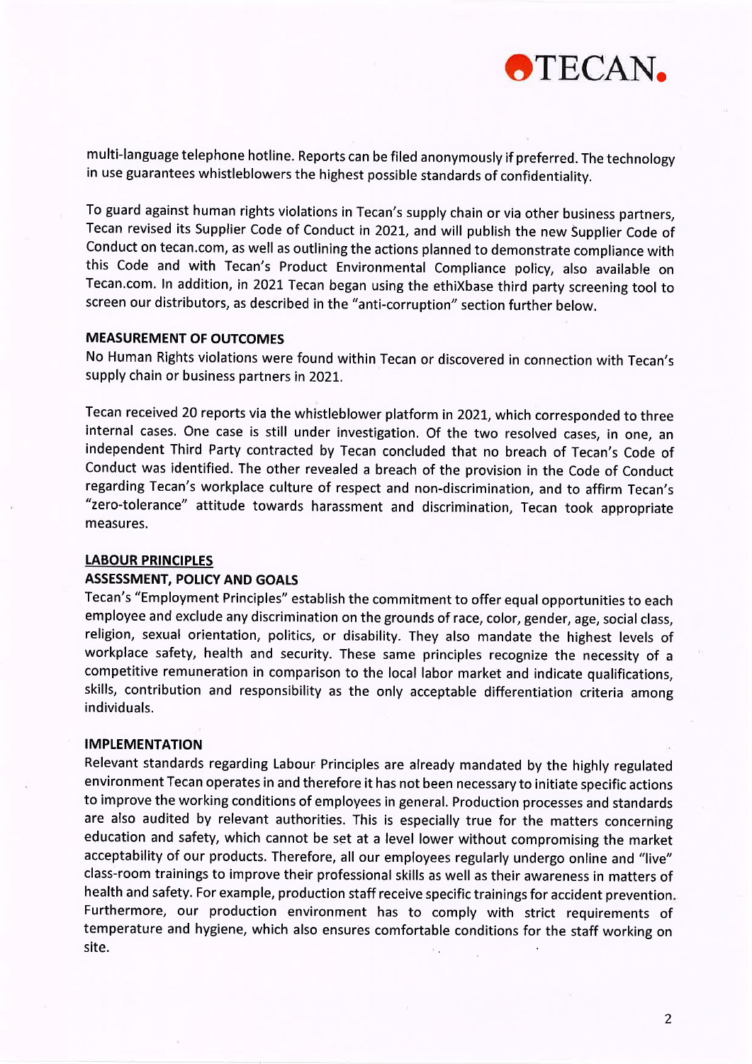multi-language telephone hotline. Reports can be filed anonymously if preferred. The technology in use guarantees whistleblowers the highest possible standards of confidentiality.

To guard against human rights violations in Tecan's supply chain or via other business partners, Tecan revised its Supplier Code of Conduct in 2021, and will publish the new Supplier Code of Conduct on tecan.com, as well as outlining the actions planned to demonstrate compliance with this Code and with Tecan's Product Environmental Compliance policy, also available on Tecan.com. In addition, in 2021 Tecan began using the ethiXbase third party screening tool to screen our distributors, as described in the "anti-corruption" section further below.

### MEASUREMENT OF OUTCOMES

No Human Rights violations were found within Tecan or discovered in connection with Tecan's supply chain or business partners in 2021.

Tecan received 20 reports via the whistleblower platform in 2021, which corresponded to three internal cases. One case is still under investigation. Of the two resolved cases, in one, an independent Third Party contracted by Tecan concluded that no breach of Tecan's Code of Conduct was identified. The other revealed a breach of the provision in the Code of Conduct regarding Tecan's workplace culture of respect and non-discrimination, and to affirm Tecan's "zero-tolerance" attitude towards harassment and discrimination, Tecan took appropriate measures.

## LABOUR PRINCIPLES

### ASSESSMENT, POLICY AND GOALS

Tecan's "Employment Principles" establish the commitment to offer equal opportunities to each employee and exclude any discrimination on the grounds of race, color, gender, age, social class, religion, sexual orientation, politics, or disability. They also mandate the highest levels of workplace safety, health and security. These same principles recognize the necessity of a competitive remuneration in comparison to the local labor market and indicate qualifications, skills, contribution and responsibility as the only acceptable differentiation criteria among individuals.

### IMPLEMENTATION

Relevant standards regarding Labour Principles are already mandated by the highly regulated environment Tecan operates in and therefore it has not been necessary to initiate specific actions to improve the working conditions of employees in general. Production processes and standards are also audited by relevant authorities. This is especially true for the matters concerning education and safety, which cannot be set at a level lower without compromising the market acceptability of our products. Therefore, all our employees regularly undergo online and "live" class-room trainings to improve their professional skills as well as their awareness in matters of health and safety. For example, production staff receive specific trainings for accident prevention. Furthermore, our production environment has to comply with strict requirements of temperature and hygiene, which also ensures comfortable conditions for the staff working on site.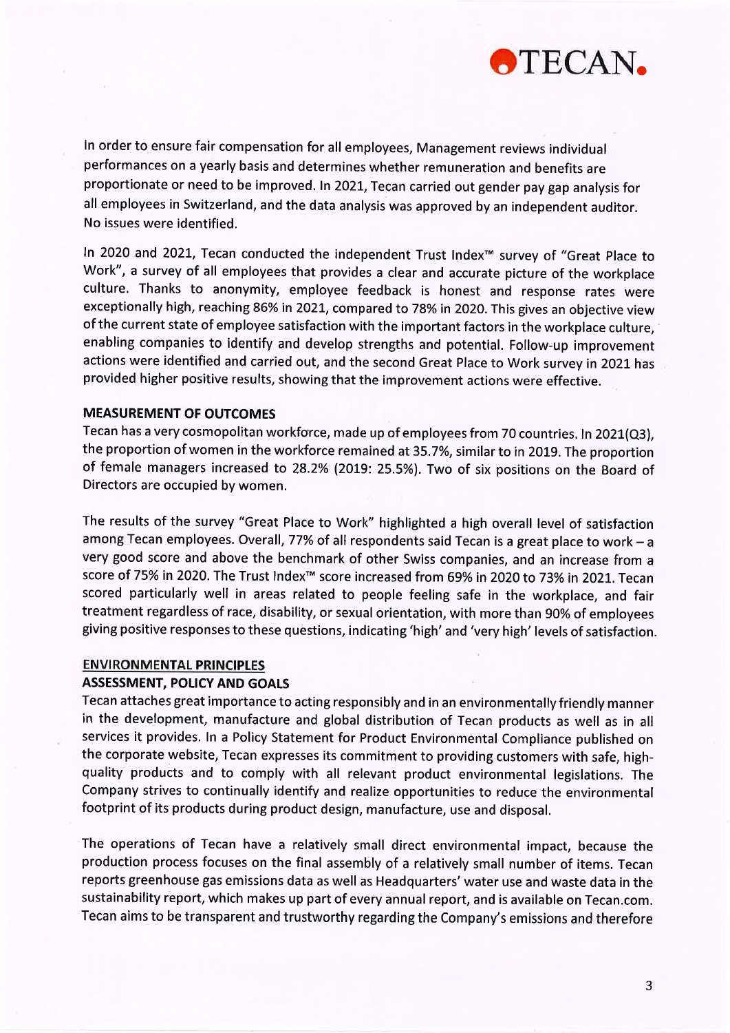In order to ensure fair compensation for all employees, Management reviews individual performances on a yearly basis and determines whether remuneration and benefits are proportionate or need to be improved. In 2021, Tecan carried out gender pay gap analysis for all employees in Switzerland, and the data analysis was approved by an independent auditor. No issues were identified.

In 2020 and 2021, Tecan conducted the independent Trust Index™ survey of "Great Place to Work", a survey of all employees that provides a clear and accurate picture of the workplace culture. Thanks to anonymity, employee feedback is honest and response rates were exceptionally high, reaching 86% in 2021, compared to 78% in 2020. This gives an objective view of the current state of employee satisfaction with the important factors in the workplace culture, enabling companies to identify and develop strengths and potential. Follow-up improvement actions were identified and carried out, and the second Great Place to Work survey in 2021 has provided higher positive results, showing that the improvement actions were effective.

**MEASUREMENT OF OUTCOMES**

Tecan has a very cosmopolitan workforce, made up of employees from 70 countries. In 2021(Q3), the proportion of women in the workforce remained at 35.7%, similar to in 2019. The proportion of female managers increased to 28.2% (2019: 25.5%). Two of six positions on the Board of Directors are occupied by women.

The results of the survey "Great Place to Work" highlighted a high overall level of satisfaction among Tecan employees. Overall, 77% of all respondents said Tecan is a great place to work – a very good score and above the benchmark of other Swiss companies, and an increase from a score of 75% in 2020. The Trust Index™ score increased from 69% in 2020 to 73% in 2021. Tecan scored particularly well in areas related to people feeling safe in the workplace, and fair treatment regardless of race, disability, or sexual orientation, with more than 90% of employees giving positive responses to these questions, indicating 'high' and 'very high' levels of satisfaction.

**ENVIRONMENTAL PRINCIPLES**

**ASSESSMENT, POLICY AND GOALS**

Tecan attaches great importance to acting responsibly and in an environmentally friendly manner in the development, manufacture and global distribution of Tecan products as well as in all services it provides. In a Policy Statement for Product Environmental Compliance published on the corporate website, Tecan expresses its commitment to providing customers with safe, high-quality products and to comply with all relevant product environmental legislations. The Company strives to continually identify and realize opportunities to reduce the environmental footprint of its products during product design, manufacture, use and disposal.

The operations of Tecan have a relatively small direct environmental impact, because the production process focuses on the final assembly of a relatively small number of items. Tecan reports greenhouse gas emissions data as well as Headquarters' water use and waste data in the sustainability report, which makes up part of every annual report, and is available on Tecan.com. Tecan aims to be transparent and trustworthy regarding the Company's emissions and therefore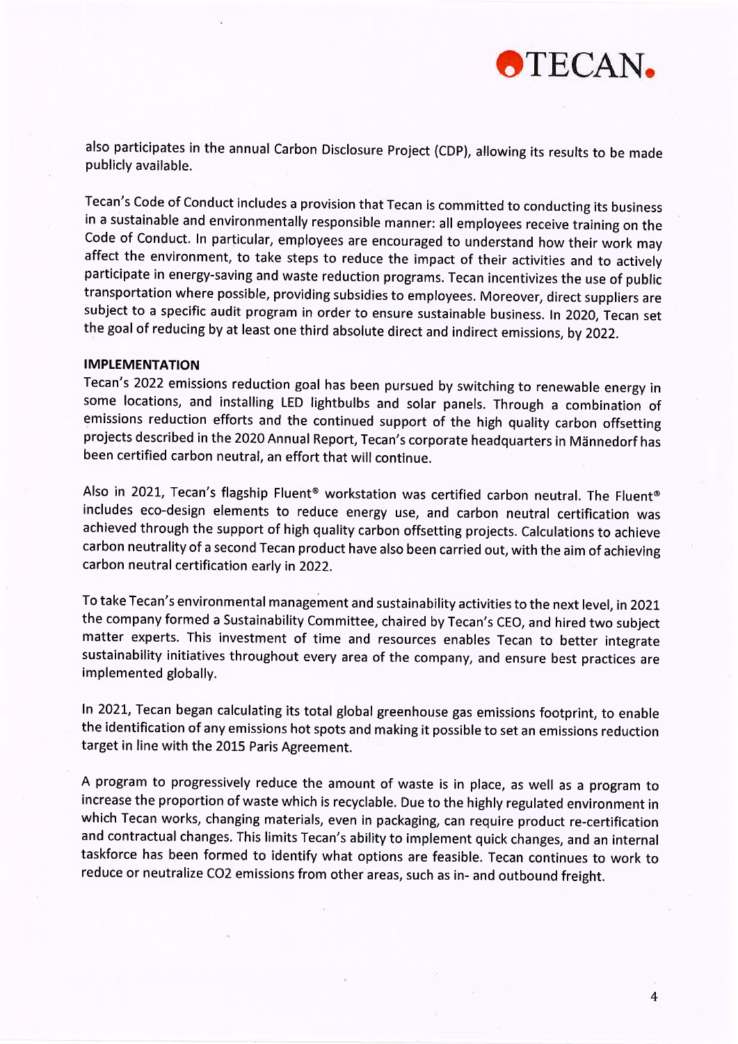also participates in the annual Carbon Disclosure Project (CDP), allowing its results to be made publicly available.

Tecan's Code of Conduct includes a provision that Tecan is committed to conducting its business in a sustainable and environmentally responsible manner: all employees receive training on the Code of Conduct. In particular, employees are encouraged to understand how their work may affect the environment, to take steps to reduce the impact of their activities and to actively participate in energy-saving and waste reduction programs. Tecan incentivizes the use of public transportation where possible, providing subsidies to employees. Moreover, direct suppliers are subject to a specific audit program in order to ensure sustainable business. In 2020, Tecan set the goal of reducing by at least one third absolute direct and indirect emissions, by 2022.

**IMPLEMENTATION**

Tecan's 2022 emissions reduction goal has been pursued by switching to renewable energy in some locations, and installing LED lightbulbs and solar panels. Through a combination of emissions reduction efforts and the continued support of the high quality carbon offsetting projects described in the 2020 Annual Report, Tecan's corporate headquarters in Männedorf has been certified carbon neutral, an effort that will continue.

Also in 2021, Tecan's flagship Fluent® workstation was certified carbon neutral. The Fluent® includes eco-design elements to reduce energy use, and carbon neutral certification was achieved through the support of high quality carbon offsetting projects. Calculations to achieve carbon neutrality of a second Tecan product have also been carried out, with the aim of achieving carbon neutral certification early in 2022.

To take Tecan's environmental management and sustainability activities to the next level, in 2021 the company formed a Sustainability Committee, chaired by Tecan's CEO, and hired two subject matter experts. This investment of time and resources enables Tecan to better integrate sustainability initiatives throughout every area of the company, and ensure best practices are implemented globally.

In 2021, Tecan began calculating its total global greenhouse gas emissions footprint, to enable the identification of any emissions hot spots and making it possible to set an emissions reduction target in line with the 2015 Paris Agreement.

A program to progressively reduce the amount of waste is in place, as well as a program to increase the proportion of waste which is recyclable. Due to the highly regulated environment in which Tecan works, changing materials, even in packaging, can require product re-certification and contractual changes. This limits Tecan's ability to implement quick changes, and an internal taskforce has been formed to identify what options are feasible. Tecan continues to work to reduce or neutralize $CO_2$ emissions from other areas, such as in- and outbound freight.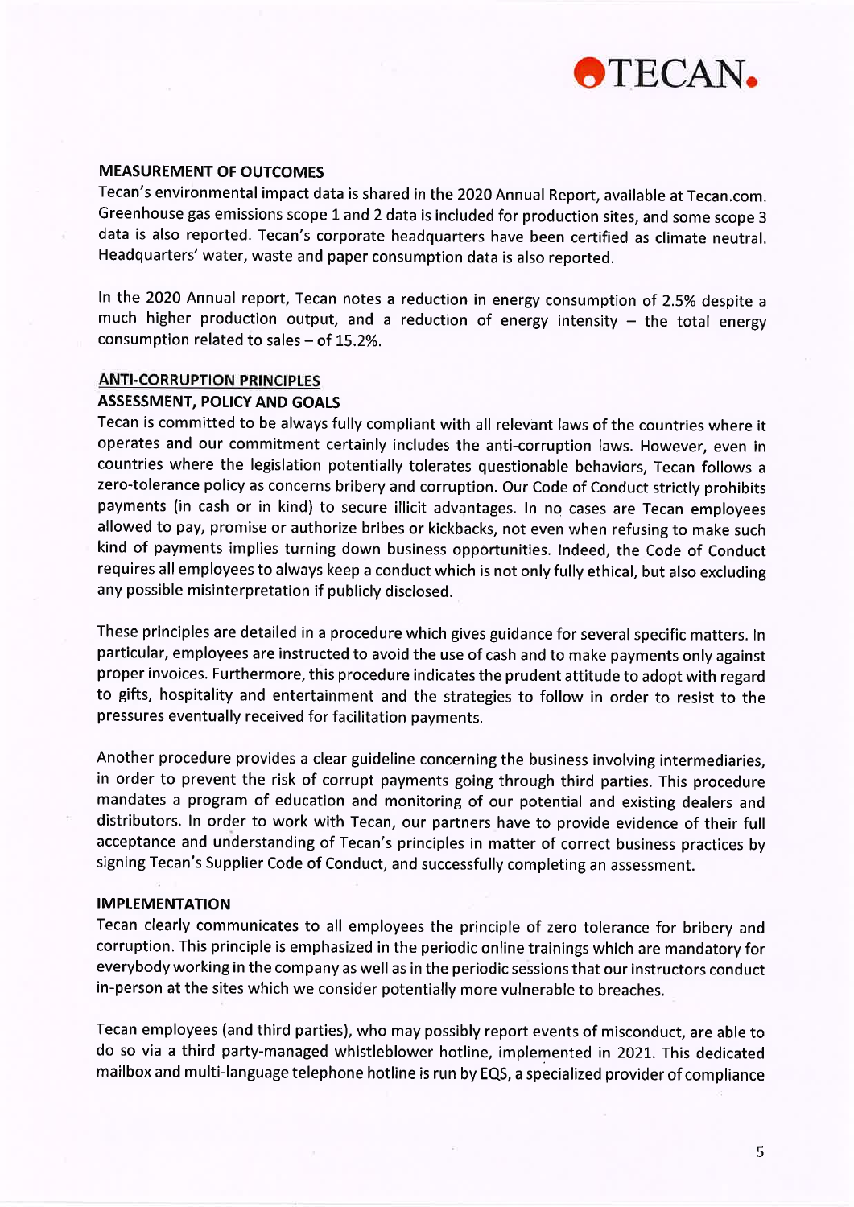## MEASUREMENT OF OUTCOMES

Tecan's environmental impact data is shared in the 2020 Annual Report, available at Tecan.com. Greenhouse gas emissions scope 1 and 2 data is included for production sites, and some scope 3 data is also reported. Tecan's corporate headquarters have been certified as climate neutral. Headquarters' water, waste and paper consumption data is also reported.

In the 2020 Annual report, Tecan notes a reduction in energy consumption of 2.5% despite a much higher production output, and a reduction of energy intensity – the total energy consumption related to sales – of 15.2%.

## ANTI-CORRUPTION PRINCIPLES

## ASSESSMENT, POLICY AND GOALS

Tecan is committed to be always fully compliant with all relevant laws of the countries where it operates and our commitment certainly includes the anti-corruption laws. However, even in countries where the legislation potentially tolerates questionable behaviors, Tecan follows a zero-tolerance policy as concerns bribery and corruption. Our Code of Conduct strictly prohibits payments (in cash or in kind) to secure illicit advantages. In no cases are Tecan employees allowed to pay, promise or authorize bribes or kickbacks, not even when refusing to make such kind of payments implies turning down business opportunities. Indeed, the Code of Conduct requires all employees to always keep a conduct which is not only fully ethical, but also excluding any possible misinterpretation if publicly disclosed.

These principles are detailed in a procedure which gives guidance for several specific matters. In particular, employees are instructed to avoid the use of cash and to make payments only against proper invoices. Furthermore, this procedure indicates the prudent attitude to adopt with regard to gifts, hospitality and entertainment and the strategies to follow in order to resist to the pressures eventually received for facilitation payments.

Another procedure provides a clear guideline concerning the business involving intermediaries, in order to prevent the risk of corrupt payments going through third parties. This procedure mandates a program of education and monitoring of our potential and existing dealers and distributors. In order to work with Tecan, our partners have to provide evidence of their full acceptance and understanding of Tecan's principles in matter of correct business practices by signing Tecan's Supplier Code of Conduct, and successfully completing an assessment.

## IMPLEMENTATION

Tecan clearly communicates to all employees the principle of zero tolerance for bribery and corruption. This principle is emphasized in the periodic online trainings which are mandatory for everybody working in the company as well as in the periodic sessions that our instructors conduct in-person at the sites which we consider potentially more vulnerable to breaches.

Tecan employees (and third parties), who may possibly report events of misconduct, are able to do so via a third party-managed whistleblower hotline, implemented in 2021. This dedicated mailbox and multi-language telephone hotline is run by EQS, a specialized provider of compliance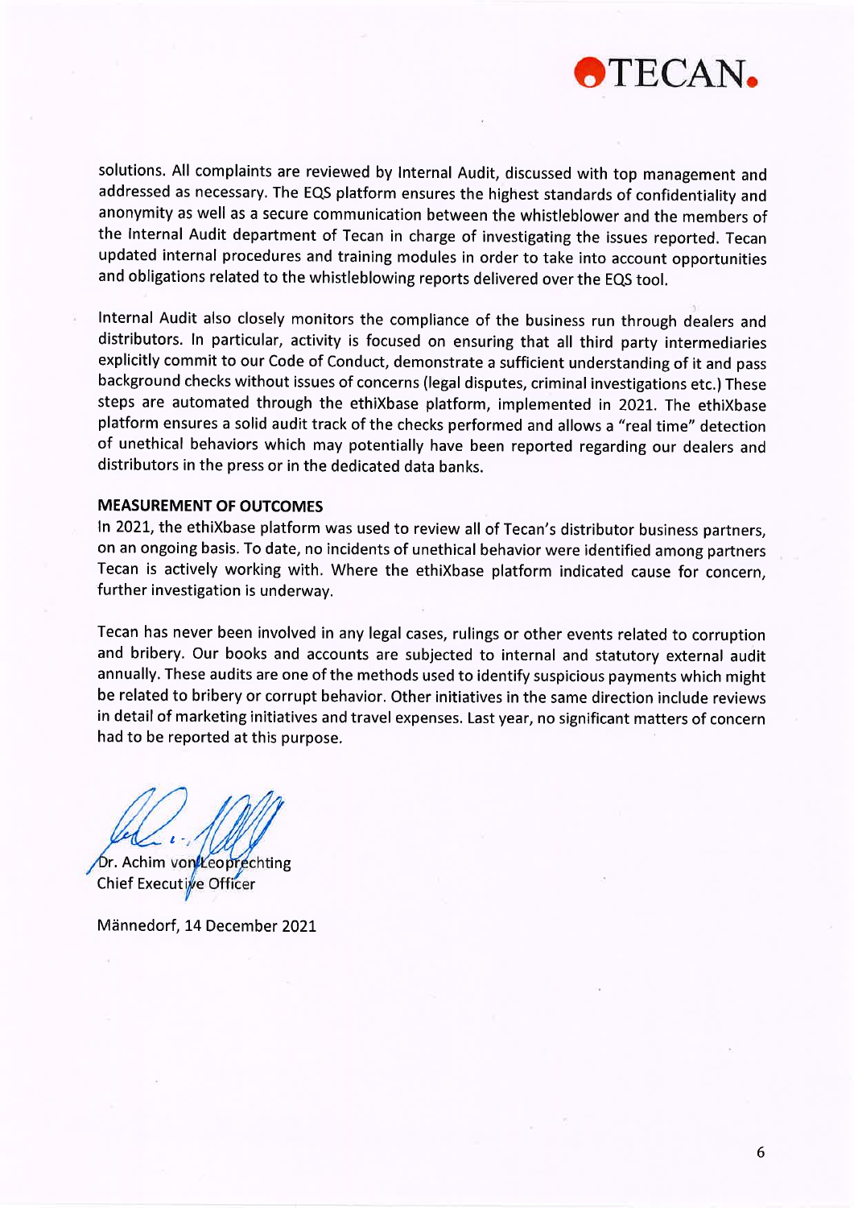solutions. All complaints are reviewed by Internal Audit, discussed with top management and addressed as necessary. The EQS platform ensures the highest standards of confidentiality and anonymity as well as a secure communication between the whistleblower and the members of the Internal Audit department of Tecan in charge of investigating the issues reported. Tecan updated internal procedures and training modules in order to take into account opportunities and obligations related to the whistleblowing reports delivered over the EQS tool.

Internal Audit also closely monitors the compliance of the business run through dealers and distributors. In particular, activity is focused on ensuring that all third party intermediaries explicitly commit to our Code of Conduct, demonstrate a sufficient understanding of it and pass background checks without issues of concerns (legal disputes, criminal investigations etc.) These steps are automated through the ethiXbase platform, implemented in 2021. The ethiXbase platform ensures a solid audit track of the checks performed and allows a "real time" detection of unethical behaviors which may potentially have been reported regarding our dealers and distributors in the press or in the dedicated data banks.

**MEASUREMENT OF OUTCOMES**

In 2021, the ethiXbase platform was used to review all of Tecan's distributor business partners, on an ongoing basis. To date, no incidents of unethical behavior were identified among partners Tecan is actively working with. Where the ethiXbase platform indicated cause for concern, further investigation is underway.

Tecan has never been involved in any legal cases, rulings or other events related to corruption and bribery. Our books and accounts are subjected to internal and statutory external audit annually. These audits are one of the methods used to identify suspicious payments which might be related to bribery or corrupt behavior. Other initiatives in the same direction include reviews in detail of marketing initiatives and travel expenses. Last year, no significant matters of concern had to be reported at this purpose.

Dr. Achim von Leoprechting
Chief Executive Officer

Männedorf, 14 December 2021